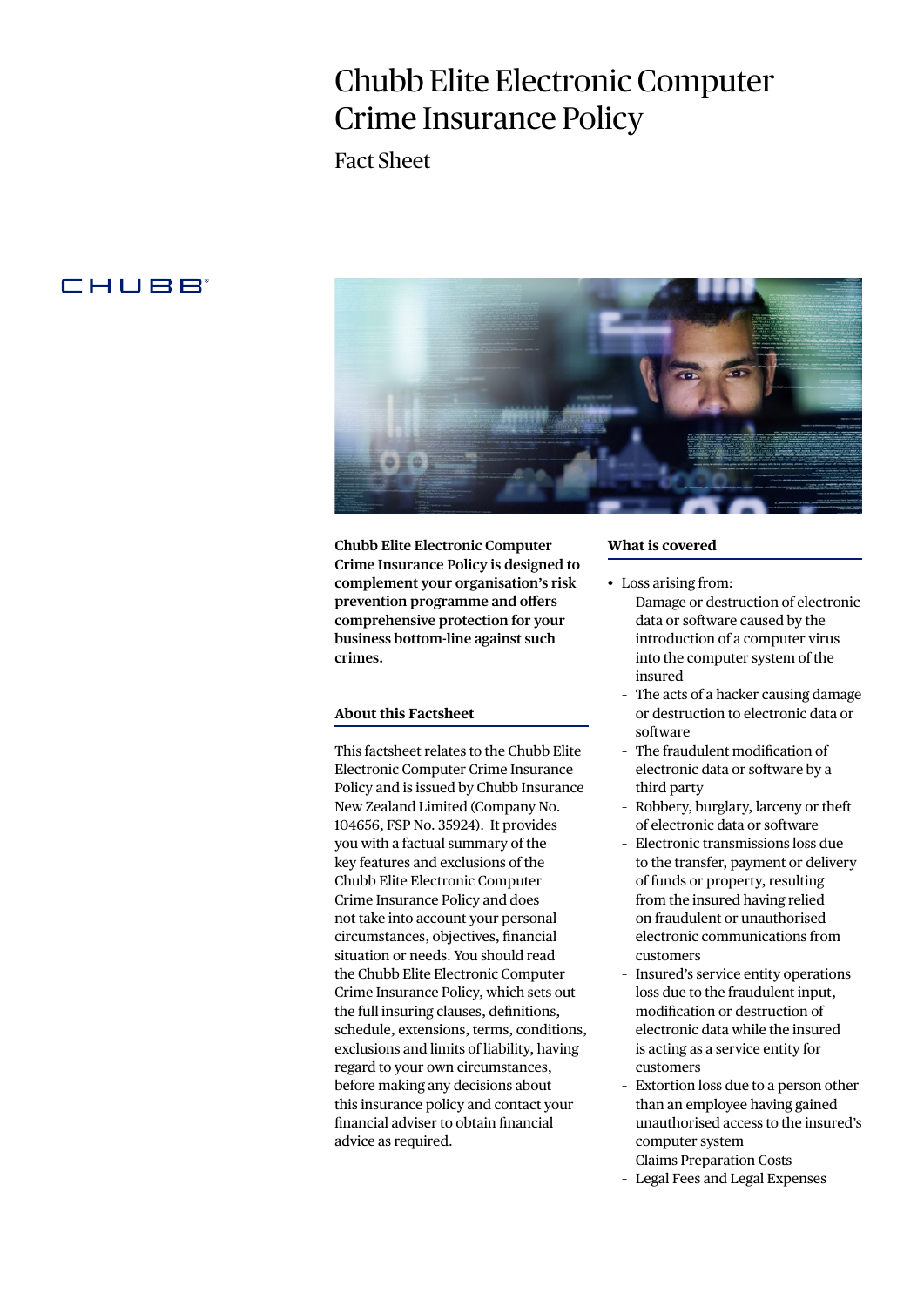# Chubb Elite Electronic Computer Crime Insurance Policy

Fact Sheet

**Chubb Elite Electronic Computer Crime Insurance Policy is designed to complement your organisation's risk prevention programme and offers comprehensive protection for your business bottom-line against such crimes.**

## About this Factsheet

This factsheet relates to the Chubb Elite Electronic Computer Crime Insurance Policy and is issued by Chubb Insurance New Zealand Limited (Company No. 104656, FSP No. 35924). It provides you with a factual summary of the key features and exclusions of the Chubb Elite Electronic Computer Crime Insurance Policy and does not take into account your personal circumstances, objectives, financial situation or needs. You should read the Chubb Elite Electronic Computer Crime Insurance Policy, which sets out the full insuring clauses, definitions, schedule, extensions, terms, conditions, exclusions and limits of liability, having regard to your own circumstances, before making any decisions about this insurance policy and contact your financial adviser to obtain financial advice as required.

## What is covered

- Loss arising from:
  - Damage or destruction of electronic data or software caused by the introduction of a computer virus into the computer system of the insured
  - The acts of a hacker causing damage or destruction to electronic data or software
  - The fraudulent modification of electronic data or software by a third party
  - Robbery, burglary, larceny or theft of electronic data or software
  - Electronic transmissions loss due to the transfer, payment or delivery of funds or property, resulting from the insured having relied on fraudulent or unauthorised electronic communications from customers
  - Insured's service entity operations loss due to the fraudulent input, modification or destruction of electronic data while the insured is acting as a service entity for customers
  - Extortion loss due to a person other than an employee having gained unauthorised access to the insured's computer system
  - Claims Preparation Costs
  - Legal Fees and Legal Expenses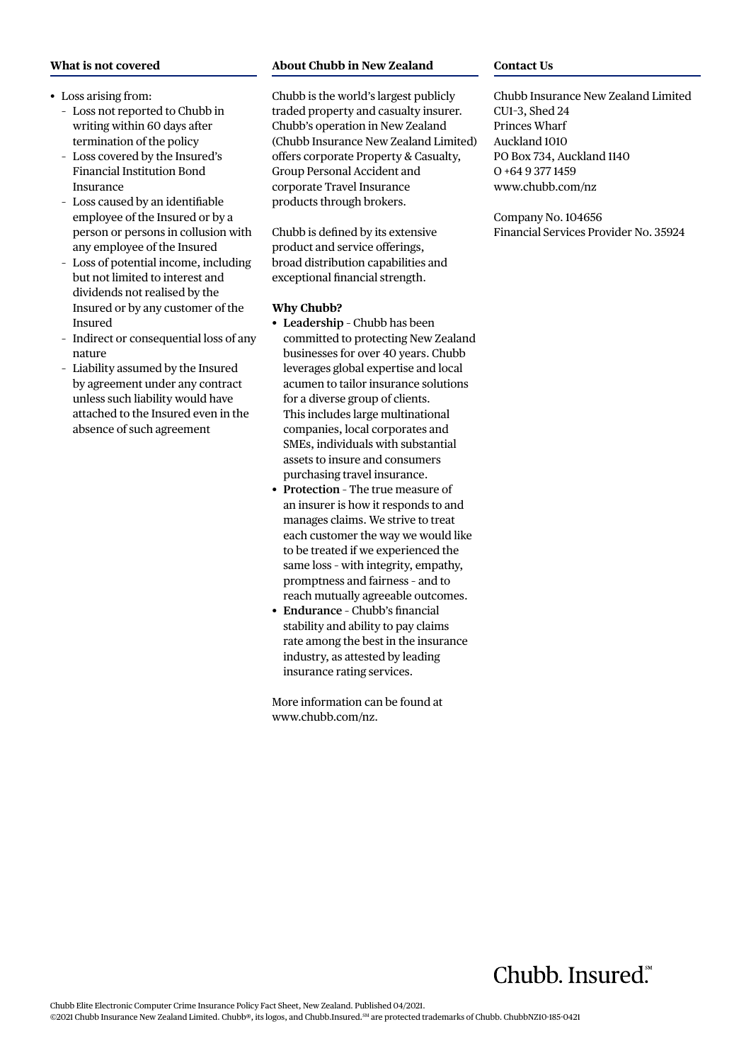## What is not covered

- Loss arising from:
  - Loss not reported to Chubb in writing within 60 days after termination of the policy
  - Loss covered by the Insured's Financial Institution Bond Insurance
  - Loss caused by an identifiable employee of the Insured or by a person or persons in collusion with any employee of the Insured
  - Loss of potential income, including but not limited to interest and dividends not realised by the Insured or by any customer of the Insured
  - Indirect or consequential loss of any nature
  - Liability assumed by the Insured by agreement under any contract unless such liability would have attached to the Insured even in the absence of such agreement

## About Chubb in New Zealand

Chubb is the world's largest publicly traded property and casualty insurer. Chubb's operation in New Zealand (Chubb Insurance New Zealand Limited) offers corporate Property & Casualty, Group Personal Accident and corporate Travel Insurance products through brokers.

Chubb is defined by its extensive product and service offerings, broad distribution capabilities and exceptional financial strength.

**Why Chubb?**

- **Leadership** – Chubb has been committed to protecting New Zealand businesses for over 40 years. Chubb leverages global expertise and local acumen to tailor insurance solutions for a diverse group of clients. This includes large multinational companies, local corporates and SMEs, individuals with substantial assets to insure and consumers purchasing travel insurance.
- **Protection** – The true measure of an insurer is how it responds to and manages claims. We strive to treat each customer the way we would like to be treated if we experienced the same loss – with integrity, empathy, promptness and fairness – and to reach mutually agreeable outcomes.
- **Endurance** – Chubb's financial stability and ability to pay claims rate among the best in the insurance industry, as attested by leading insurance rating services.

More information can be found at www.chubb.com/nz.

## Contact Us

Chubb Insurance New Zealand Limited
CU1-3, Shed 24
Princes Wharf
Auckland 1010
PO Box 734, Auckland 1140
O +64 9 377 1459
www.chubb.com/nz

Company No. 104656
Financial Services Provider No. 35924

Chubb. Insured.℠

Chubb Elite Electronic Computer Crime Insurance Policy Fact Sheet, New Zealand. Published 04/2021.
©2021 Chubb Insurance New Zealand Limited. Chubb®, its logos, and Chubb.Insured.℠ are protected trademarks of Chubb. ChubbNZ10-185-0421